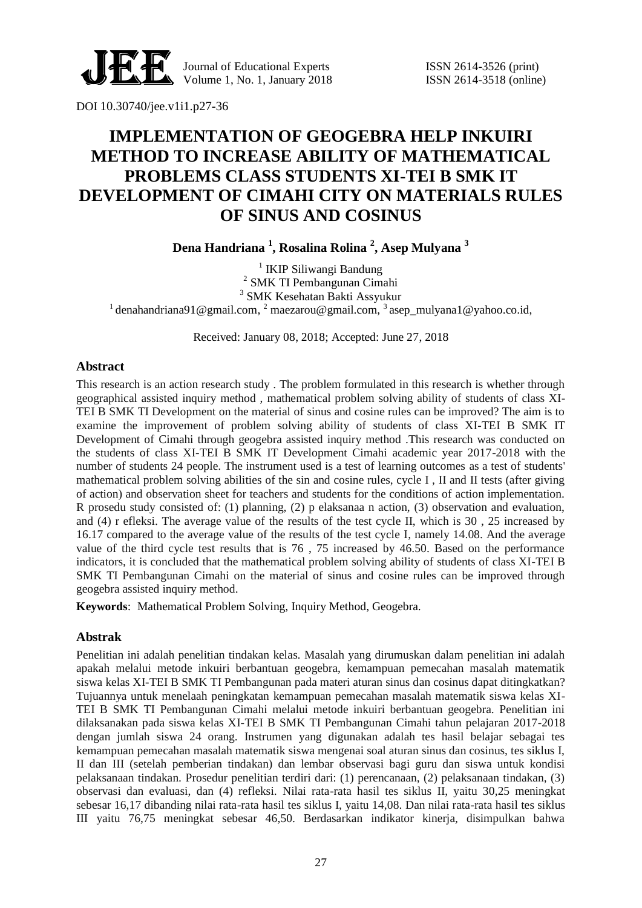DOI 10.30740/jee.v1i1.p27-36

# IMPLEMENTATION OF GEOGEBRA HELP INKUIRI METHOD TO INCREASE ABILITY OF MATHEMATICAL PROBLEMS CLASS STUDENTS XI-TEI B SMK IT DEVELOPMENT OF CIMAHI CITY ON MATERIALS RULES OF SINUS AND COSINUS

**Dena Handriana [1], Rosalina Rolina [2], Asep Mulyana [3]**

[1] IKIP Siliwangi Bandung
[2] SMK TI Pembangunan Cimahi
[3] SMK Kesehatan Bakti Assyukur
[1] denahandriana91@gmail.com, [2] maezarou@gmail.com, [3] asep_mulyana1@yahoo.co.id,

Received: January 08, 2018; Accepted: June 27, 2018

## Abstract

This research is an action research study . The problem formulated in this research is whether through geographical assisted inquiry method , mathematical problem solving ability of students of class XI-TEI B SMK TI Development on the material of sinus and cosine rules can be improved? The aim is to examine the improvement of problem solving ability of students of class XI-TEI B SMK IT Development of Cimahi through geogebra assisted inquiry method .This research was conducted on the students of class XI-TEI B SMK IT Development Cimahi academic year 2017-2018 with the number of students 24 people. The instrument used is a test of learning outcomes as a test of students' mathematical problem solving abilities of the sin and cosine rules, cycle I , II and II tests (after giving of action) and observation sheet for teachers and students for the conditions of action implementation. R prosedu study consisted of: (1) planning, (2) p elaksanaa n action, (3) observation and evaluation, and (4) r efleksi. The average value of the results of the test cycle II, which is 30 , 25 increased by 16.17 compared to the average value of the results of the test cycle I, namely 14.08. And the average value of the third cycle test results that is 76 , 75 increased by 46.50. Based on the performance indicators, it is concluded that the mathematical problem solving ability of students of class XI-TEI B SMK TI Pembangunan Cimahi on the material of sinus and cosine rules can be improved through geogebra assisted inquiry method.

**Keywords**: Mathematical Problem Solving, Inquiry Method, Geogebra.

## Abstrak

Penelitian ini adalah penelitian tindakan kelas. Masalah yang dirumuskan dalam penelitian ini adalah apakah melalui metode inkuiri berbantuan geogebra, kemampuan pemecahan masalah matematik siswa kelas XI-TEI B SMK TI Pembangunan pada materi aturan sinus dan cosinus dapat ditingkatkan? Tujuannya untuk menelaah peningkatan kemampuan pemecahan masalah matematik siswa kelas XI-TEI B SMK TI Pembangunan Cimahi melalui metode inkuiri berbantuan geogebra. Penelitian ini dilaksanakan pada siswa kelas XI-TEI B SMK TI Pembangunan Cimahi tahun pelajaran 2017-2018 dengan jumlah siswa 24 orang. Instrumen yang digunakan adalah tes hasil belajar sebagai tes kemampuan pemecahan masalah matematik siswa mengenai soal aturan sinus dan cosinus, tes siklus I, II dan III (setelah pemberian tindakan) dan lembar observasi bagi guru dan siswa untuk kondisi pelaksanaan tindakan. Prosedur penelitian terdiri dari: (1) perencanaan, (2) pelaksanaan tindakan, (3) observasi dan evaluasi, dan (4) refleksi. Nilai rata-rata hasil tes siklus II, yaitu 30,25 meningkat sebesar 16,17 dibanding nilai rata-rata hasil tes siklus I, yaitu 14,08. Dan nilai rata-rata hasil tes siklus III yaitu 76,75 meningkat sebesar 46,50. Berdasarkan indikator kinerja, disimpulkan bahwa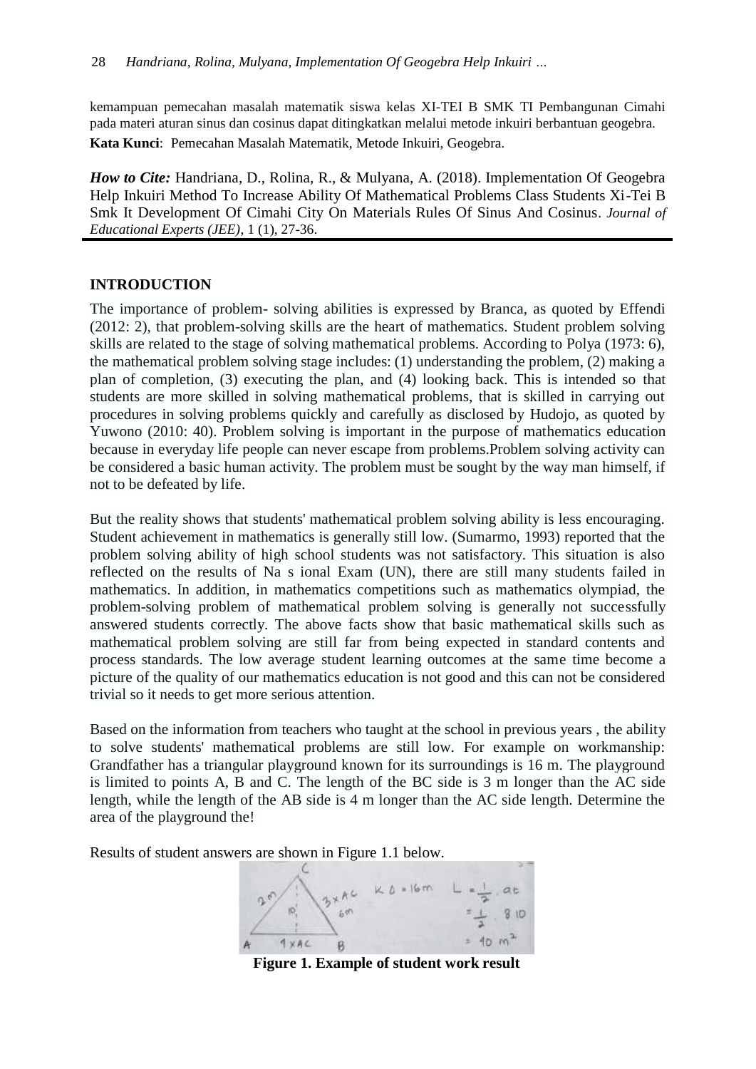kemampuan pemecahan masalah matematik siswa kelas XI-TEI B SMK TI Pembangunan Cimahi pada materi aturan sinus dan cosinus dapat ditingkatkan melalui metode inkuiri berbantuan geogebra.

**Kata Kunci**: Pemecahan Masalah Matematik, Metode Inkuiri, Geogebra.

***How to Cite:*** Handriana, D., Rolina, R., & Mulyana, A. (2018). Implementation Of Geogebra Help Inkuiri Method To Increase Ability Of Mathematical Problems Class Students Xi-Tei B Smk It Development Of Cimahi City On Materials Rules Of Sinus And Cosinus. *Journal of Educational Experts (JEE)*, 1 (1), 27-36.

## INTRODUCTION

The importance of problem- solving abilities is expressed by Branca, as quoted by Effendi (2012: 2), that problem-solving skills are the heart of mathematics. Student problem solving skills are related to the stage of solving mathematical problems. According to Polya (1973: 6), the mathematical problem solving stage includes: (1) understanding the problem, (2) making a plan of completion, (3) executing the plan, and (4) looking back. This is intended so that students are more skilled in solving mathematical problems, that is skilled in carrying out procedures in solving problems quickly and carefully as disclosed by Hudojo, as quoted by Yuwono (2010: 40). Problem solving is important in the purpose of mathematics education because in everyday life people can never escape from problems.Problem solving activity can be considered a basic human activity. The problem must be sought by the way man himself, if not to be defeated by life.

But the reality shows that students' mathematical problem solving ability is less encouraging. Student achievement in mathematics is generally still low. (Sumarmo, 1993) reported that the problem solving ability of high school students was not satisfactory. This situation is also reflected on the results of Na s ional Exam (UN), there are still many students failed in mathematics. In addition, in mathematics competitions such as mathematics olympiad, the problem-solving problem of mathematical problem solving is generally not successfully answered students correctly. The above facts show that basic mathematical skills such as mathematical problem solving are still far from being expected in standard contents and process standards. The low average student learning outcomes at the same time become a picture of the quality of our mathematics education is not good and this can not be considered trivial so it needs to get more serious attention.

Based on the information from teachers who taught at the school in previous years , the ability to solve students' mathematical problems are still low. For example on workmanship: Grandfather has a triangular playground known for its surroundings is 16 m. The playground is limited to points A, B and C. The length of the BC side is 3 m longer than the AC side length, while the length of the AB side is 4 m longer than the AC side length. Determine the area of the playground the!

Results of student answers are shown in Figure 1.1 below.

**Figure 1. Example of student work result**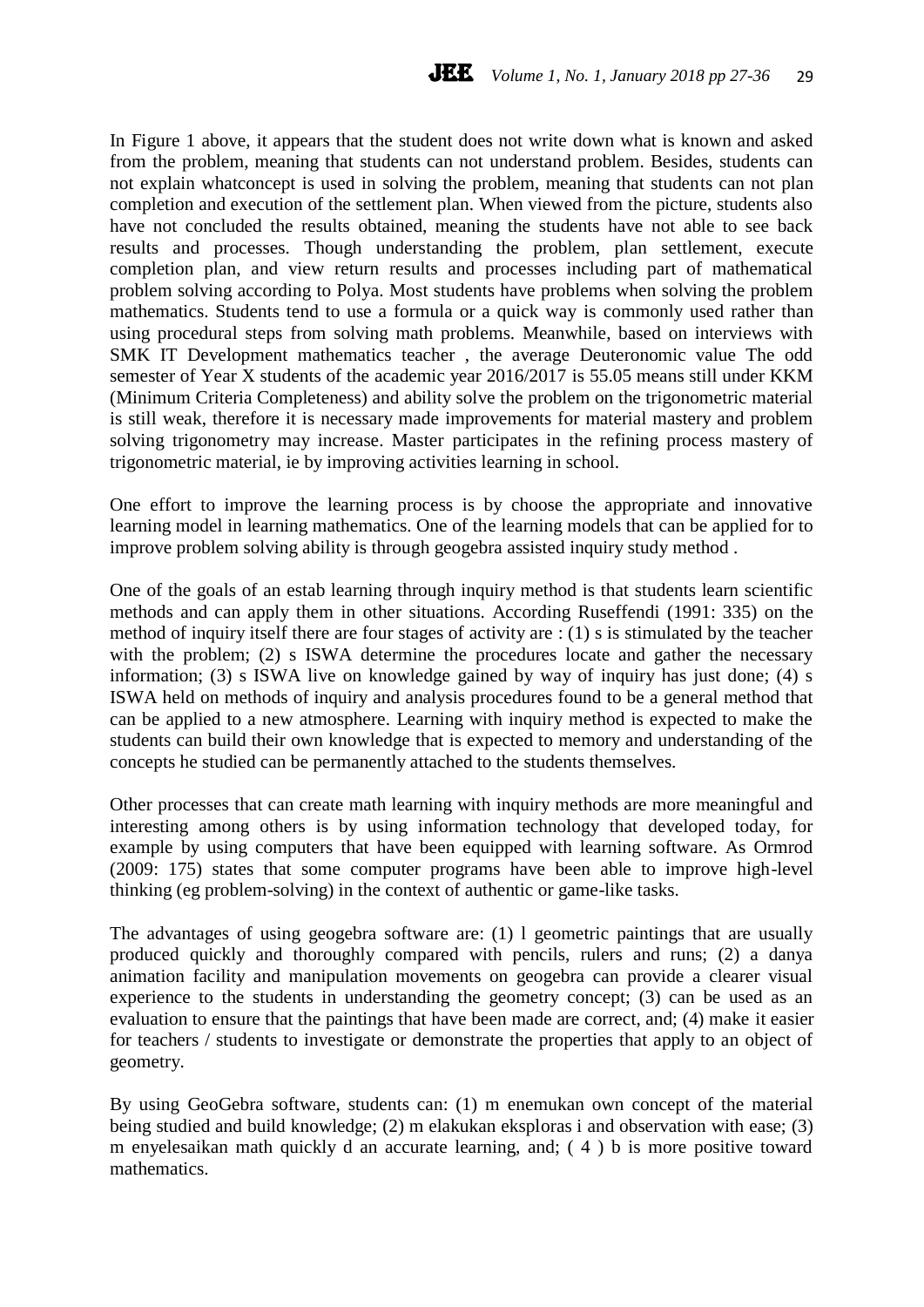In Figure 1 above, it appears that the student does not write down what is known and asked from the problem, meaning that students can not understand problem. Besides, students can not explain whatconcept is used in solving the problem, meaning that students can not plan completion and execution of the settlement plan. When viewed from the picture, students also have not concluded the results obtained, meaning the students have not able to see back results and processes. Though understanding the problem, plan settlement, execute completion plan, and view return results and processes including part of mathematical problem solving according to Polya. Most students have problems when solving the problem mathematics. Students tend to use a formula or a quick way is commonly used rather than using procedural steps from solving math problems. Meanwhile, based on interviews with SMK IT Development mathematics teacher , the average Deuteronomic value The odd semester of Year X students of the academic year 2016/2017 is 55.05 means still under KKM (Minimum Criteria Completeness) and ability solve the problem on the trigonometric material is still weak, therefore it is necessary made improvements for material mastery and problem solving trigonometry may increase. Master participates in the refining process mastery of trigonometric material, ie by improving activities learning in school.

One effort to improve the learning process is by choose the appropriate and innovative learning model in learning mathematics. One of the learning models that can be applied for to improve problem solving ability is through geogebra assisted inquiry study method .

One of the goals of an estab learning through inquiry method is that students learn scientific methods and can apply them in other situations. According Ruseffendi (1991: 335) on the method of inquiry itself there are four stages of activity are : (1) s is stimulated by the teacher with the problem; (2) s ISWA determine the procedures locate and gather the necessary information; (3) s ISWA live on knowledge gained by way of inquiry has just done; (4) s ISWA held on methods of inquiry and analysis procedures found to be a general method that can be applied to a new atmosphere. Learning with inquiry method is expected to make the students can build their own knowledge that is expected to memory and understanding of the concepts he studied can be permanently attached to the students themselves.

Other processes that can create math learning with inquiry methods are more meaningful and interesting among others is by using information technology that developed today, for example by using computers that have been equipped with learning software. As Ormrod (2009: 175) states that some computer programs have been able to improve high-level thinking (eg problem-solving) in the context of authentic or game-like tasks.

The advantages of using geogebra software are: (1) l geometric paintings that are usually produced quickly and thoroughly compared with pencils, rulers and runs; (2) a danya animation facility and manipulation movements on geogebra can provide a clearer visual experience to the students in understanding the geometry concept; (3) can be used as an evaluation to ensure that the paintings that have been made are correct, and; (4) make it easier for teachers / students to investigate or demonstrate the properties that apply to an object of geometry.

By using GeoGebra software, students can: (1) m enemukan own concept of the material being studied and build knowledge; (2) m elakukan eksploras i and observation with ease; (3) m enyelesaikan math quickly d an accurate learning, and; ( 4 ) b is more positive toward mathematics.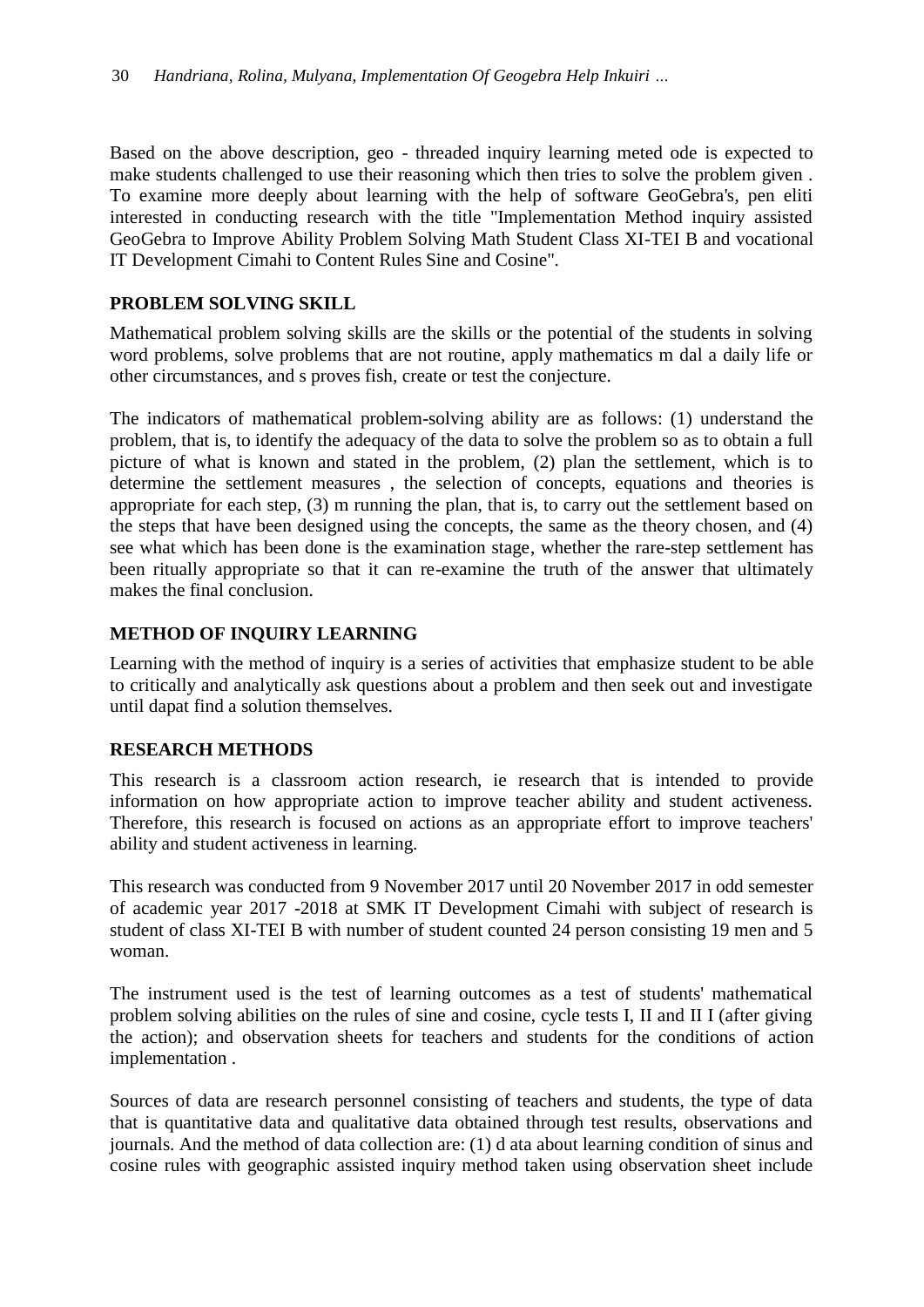Based on the above description, geo - threaded inquiry learning meted ode is expected to make students challenged to use their reasoning which then tries to solve the problem given . To examine more deeply about learning with the help of software GeoGebra's, pen eliti interested in conducting research with the title "Implementation Method inquiry assisted GeoGebra to Improve Ability Problem Solving Math Student Class XI-TEI B and vocational IT Development Cimahi to Content Rules Sine and Cosine".

## PROBLEM SOLVING SKILL

Mathematical problem solving skills are the skills or the potential of the students in solving word problems, solve problems that are not routine, apply mathematics m dal a daily life or other circumstances, and s proves fish, create or test the conjecture.

The indicators of mathematical problem-solving ability are as follows: (1) understand the problem, that is, to identify the adequacy of the data to solve the problem so as to obtain a full picture of what is known and stated in the problem, (2) plan the settlement, which is to determine the settlement measures , the selection of concepts, equations and theories is appropriate for each step, (3) m running the plan, that is, to carry out the settlement based on the steps that have been designed using the concepts, the same as the theory chosen, and (4) see what which has been done is the examination stage, whether the rare-step settlement has been ritually appropriate so that it can re-examine the truth of the answer that ultimately makes the final conclusion.

## METHOD OF INQUIRY LEARNING

Learning with the method of inquiry is a series of activities that emphasize student to be able to critically and analytically ask questions about a problem and then seek out and investigate until dapat find a solution themselves.

## RESEARCH METHODS

This research is a classroom action research, ie research that is intended to provide information on how appropriate action to improve teacher ability and student activeness. Therefore, this research is focused on actions as an appropriate effort to improve teachers' ability and student activeness in learning.

This research was conducted from 9 November 2017 until 20 November 2017 in odd semester of academic year 2017 -2018 at SMK IT Development Cimahi with subject of research is student of class XI-TEI B with number of student counted 24 person consisting 19 men and 5 woman.

The instrument used is the test of learning outcomes as a test of students' mathematical problem solving abilities on the rules of sine and cosine, cycle tests I, II and II I (after giving the action); and observation sheets for teachers and students for the conditions of action implementation .

Sources of data are research personnel consisting of teachers and students, the type of data that is quantitative data and qualitative data obtained through test results, observations and journals. And the method of data collection are: (1) d ata about learning condition of sinus and cosine rules with geographic assisted inquiry method taken using observation sheet include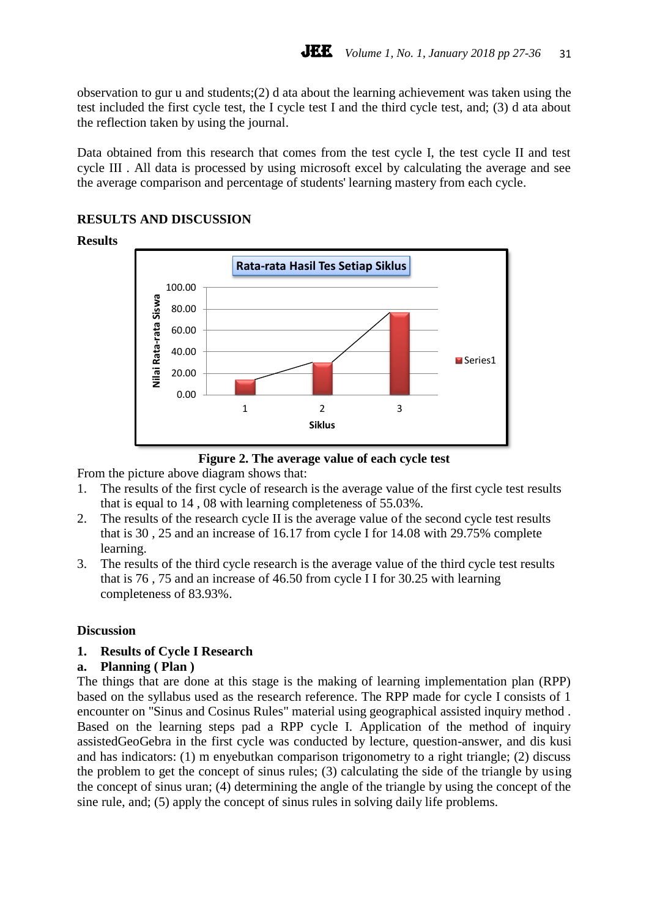observation to gur u and students;(2) d ata about the learning achievement was taken using the test included the first cycle test, the I cycle test I and the third cycle test, and; (3) d ata about the reflection taken by using the journal.

Data obtained from this research that comes from the test cycle I, the test cycle II and test cycle III . All data is processed by using microsoft excel by calculating the average and see the average comparison and percentage of students' learning mastery from each cycle.

## RESULTS AND DISCUSSION

### Results

**Figure 2. The average value of each cycle test**

From the picture above diagram shows that:

1. The results of the first cycle of research is the average value of the first cycle test results that is equal to 14 , 08 with learning completeness of 55.03%.
2. The results of the research cycle II is the average value of the second cycle test results that is 30 , 25 and an increase of 16.17 from cycle I for 14.08 with 29.75% complete learning.
3. The results of the third cycle research is the average value of the third cycle test results that is 76 , 75 and an increase of 46.50 from cycle I I for 30.25 with learning completeness of 83.93%.

### Discussion

**1. Results of Cycle I Research**

**a. Planning ( Plan )**

The things that are done at this stage is the making of learning implementation plan (RPP) based on the syllabus used as the research reference. The RPP made for cycle I consists of 1 encounter on "Sinus and Cosinus Rules" material using geographical assisted inquiry method . Based on the learning steps pad a RPP cycle I. Application of the method of inquiry assistedGeoGebra in the first cycle was conducted by lecture, question-answer, and dis kusi and has indicators: (1) m enyebutkan comparison trigonometry to a right triangle; (2) discuss the problem to get the concept of sinus rules; (3) calculating the side of the triangle by using the concept of sinus uran; (4) determining the angle of the triangle by using the concept of the sine rule, and; (5) apply the concept of sinus rules in solving daily life problems.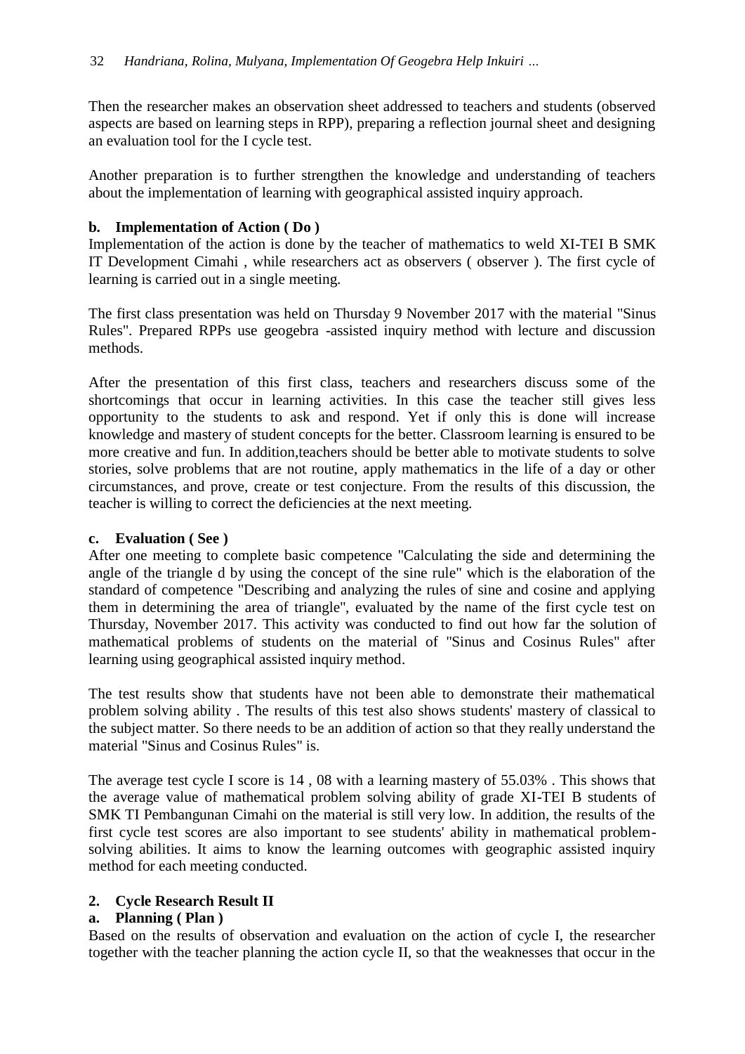Then the researcher makes an observation sheet addressed to teachers and students (observed aspects are based on learning steps in RPP), preparing a reflection journal sheet and designing an evaluation tool for the I cycle test.

Another preparation is to further strengthen the knowledge and understanding of teachers about the implementation of learning with geographical assisted inquiry approach.

**b. Implementation of Action ( Do )**

Implementation of the action is done by the teacher of mathematics to weld XI-TEI B SMK IT Development Cimahi , while researchers act as observers ( observer ). The first cycle of learning is carried out in a single meeting.

The first class presentation was held on Thursday 9 November 2017 with the material "Sinus Rules". Prepared RPPs use geogebra -assisted inquiry method with lecture and discussion methods.

After the presentation of this first class, teachers and researchers discuss some of the shortcomings that occur in learning activities. In this case the teacher still gives less opportunity to the students to ask and respond. Yet if only this is done will increase knowledge and mastery of student concepts for the better. Classroom learning is ensured to be more creative and fun. In addition,teachers should be better able to motivate students to solve stories, solve problems that are not routine, apply mathematics in the life of a day or other circumstances, and prove, create or test conjecture. From the results of this discussion, the teacher is willing to correct the deficiencies at the next meeting.

**c. Evaluation ( See )**

After one meeting to complete basic competence "Calculating the side and determining the angle of the triangle d by using the concept of the sine rule" which is the elaboration of the standard of competence "Describing and analyzing the rules of sine and cosine and applying them in determining the area of triangle", evaluated by the name of the first cycle test on Thursday, November 2017. This activity was conducted to find out how far the solution of mathematical problems of students on the material of "Sinus and Cosinus Rules" after learning using geographical assisted inquiry method.

The test results show that students have not been able to demonstrate their mathematical problem solving ability . The results of this test also shows students' mastery of classical to the subject matter. So there needs to be an addition of action so that they really understand the material "Sinus and Cosinus Rules" is.

The average test cycle I score is 14 , 08 with a learning mastery of 55.03% . This shows that the average value of mathematical problem solving ability of grade XI-TEI B students of SMK TI Pembangunan Cimahi on the material is still very low. In addition, the results of the first cycle test scores are also important to see students' ability in mathematical problem-solving abilities. It aims to know the learning outcomes with geographic assisted inquiry method for each meeting conducted.

**2. Cycle Research Result II**

**a. Planning ( Plan )**

Based on the results of observation and evaluation on the action of cycle I, the researcher together with the teacher planning the action cycle II, so that the weaknesses that occur in the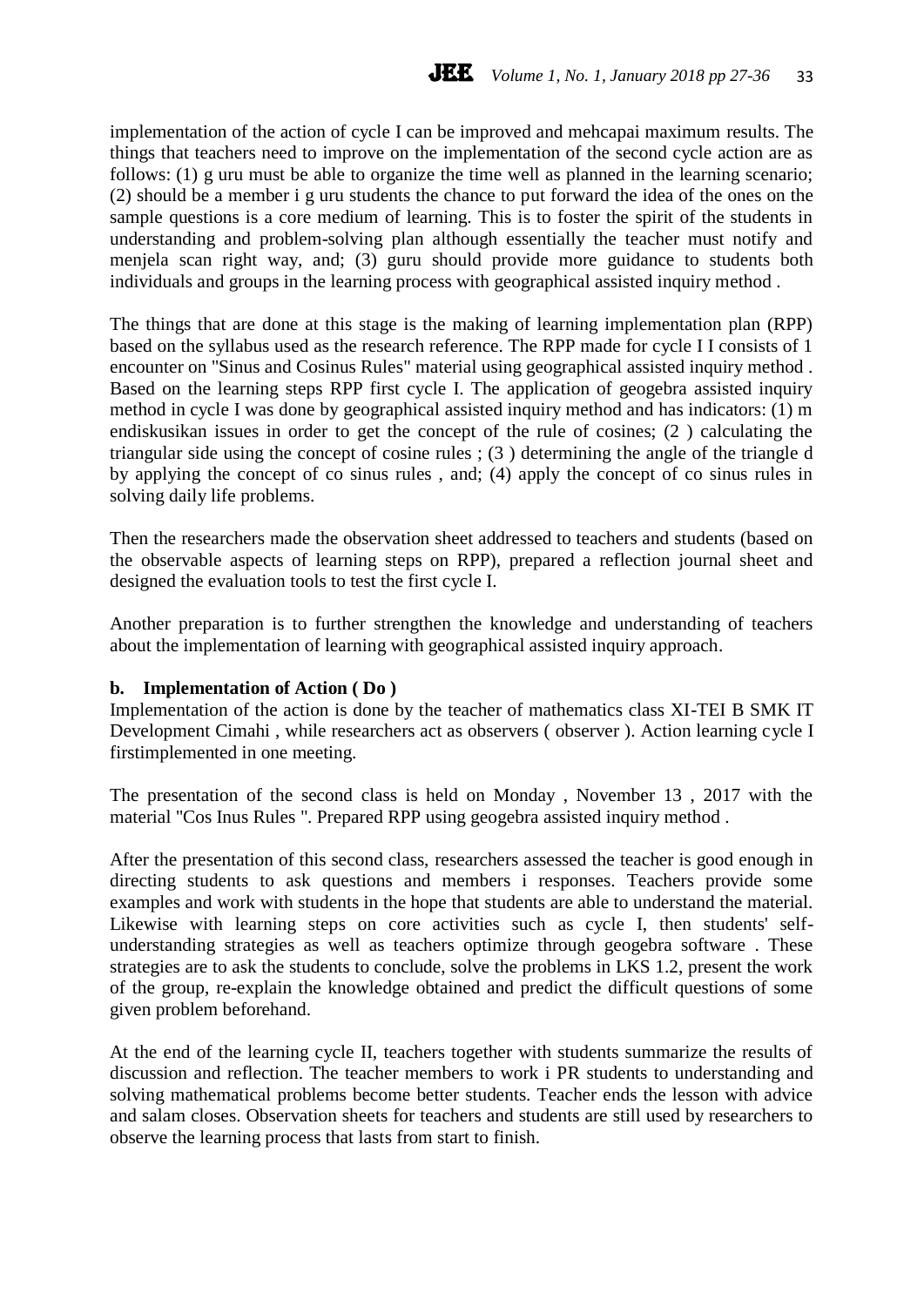implementation of the action of cycle I can be improved and mehcapai maximum results. The things that teachers need to improve on the implementation of the second cycle action are as follows: (1) g uru must be able to organize the time well as planned in the learning scenario; (2) should be a member i g uru students the chance to put forward the idea of the ones on the sample questions is a core medium of learning. This is to foster the spirit of the students in understanding and problem-solving plan although essentially the teacher must notify and menjela scan right way, and; (3) guru should provide more guidance to students both individuals and groups in the learning process with geographical assisted inquiry method .

The things that are done at this stage is the making of learning implementation plan (RPP) based on the syllabus used as the research reference. The RPP made for cycle I I consists of 1 encounter on "Sinus and Cosinus Rules" material using geographical assisted inquiry method . Based on the learning steps RPP first cycle I. The application of geogebra assisted inquiry method in cycle I was done by geographical assisted inquiry method and has indicators: (1) m endiskusikan issues in order to get the concept of the rule of cosines; (2 ) calculating the triangular side using the concept of cosine rules ; (3 ) determining the angle of the triangle d by applying the concept of co sinus rules , and; (4) apply the concept of co sinus rules in solving daily life problems.

Then the researchers made the observation sheet addressed to teachers and students (based on the observable aspects of learning steps on RPP), prepared a reflection journal sheet and designed the evaluation tools to test the first cycle I.

Another preparation is to further strengthen the knowledge and understanding of teachers about the implementation of learning with geographical assisted inquiry approach.

**b. Implementation of Action ( Do )**

Implementation of the action is done by the teacher of mathematics class XI-TEI B SMK IT Development Cimahi , while researchers act as observers ( observer ). Action learning cycle I firstimplemented in one meeting.

The presentation of the second class is held on Monday , November 13 , 2017 with the material "Cos Inus Rules ". Prepared RPP using geogebra assisted inquiry method .

After the presentation of this second class, researchers assessed the teacher is good enough in directing students to ask questions and members i responses. Teachers provide some examples and work with students in the hope that students are able to understand the material. Likewise with learning steps on core activities such as cycle I, then students' self-understanding strategies as well as teachers optimize through geogebra software . These strategies are to ask the students to conclude, solve the problems in LKS 1.2, present the work of the group, re-explain the knowledge obtained and predict the difficult questions of some given problem beforehand.

At the end of the learning cycle II, teachers together with students summarize the results of discussion and reflection. The teacher members to work i PR students to understanding and solving mathematical problems become better students. Teacher ends the lesson with advice and salam closes. Observation sheets for teachers and students are still used by researchers to observe the learning process that lasts from start to finish.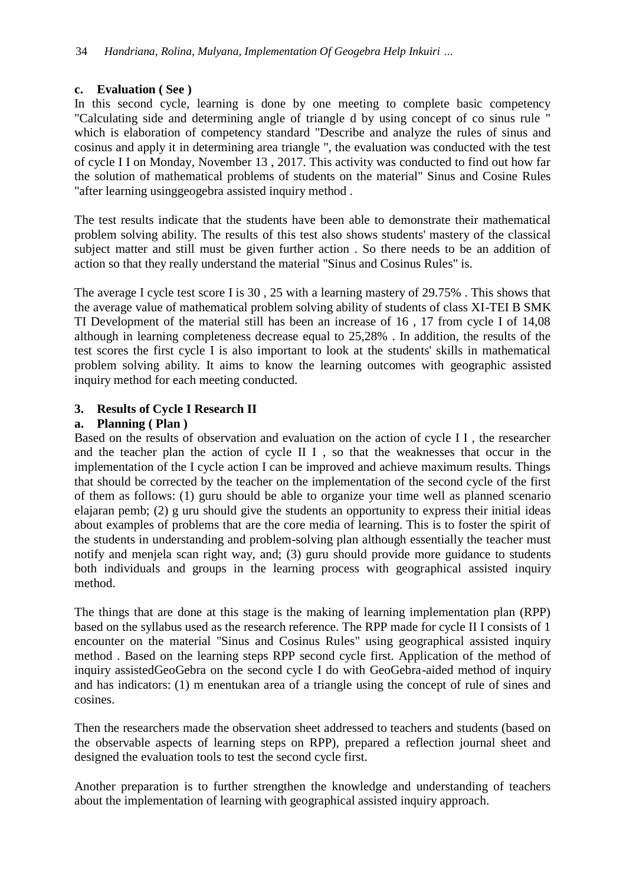**c. Evaluation ( See )**

In this second cycle, learning is done by one meeting to complete basic competency "Calculating side and determining angle of triangle d by using concept of co sinus rule " which is elaboration of competency standard "Describe and analyze the rules of sinus and cosinus and apply it in determining area triangle ", the evaluation was conducted with the test of cycle I I on Monday, November 13 , 2017. This activity was conducted to find out how far the solution of mathematical problems of students on the material" Sinus and Cosine Rules "after learning usinggeogebra assisted inquiry method .

The test results indicate that the students have been able to demonstrate their mathematical problem solving ability. The results of this test also shows students' mastery of the classical subject matter and still must be given further action . So there needs to be an addition of action so that they really understand the material "Sinus and Cosinus Rules" is.

The average I cycle test score I is 30 , 25 with a learning mastery of 29.75% . This shows that the average value of mathematical problem solving ability of students of class XI-TEI B SMK TI Development of the material still has been an increase of 16 , 17 from cycle I of 14,08 although in learning completeness decrease equal to 25,28% . In addition, the results of the test scores the first cycle I is also important to look at the students' skills in mathematical problem solving ability. It aims to know the learning outcomes with geographic assisted inquiry method for each meeting conducted.

**3. Results of Cycle I Research II**

**a. Planning ( Plan )**

Based on the results of observation and evaluation on the action of cycle I I , the researcher and the teacher plan the action of cycle II I , so that the weaknesses that occur in the implementation of the I cycle action I can be improved and achieve maximum results. Things that should be corrected by the teacher on the implementation of the second cycle of the first of them as follows: (1) guru should be able to organize your time well as planned scenario elajaran pemb; (2) g uru should give the students an opportunity to express their initial ideas about examples of problems that are the core media of learning. This is to foster the spirit of the students in understanding and problem-solving plan although essentially the teacher must notify and menjela scan right way, and; (3) guru should provide more guidance to students both individuals and groups in the learning process with geographical assisted inquiry method.

The things that are done at this stage is the making of learning implementation plan (RPP) based on the syllabus used as the research reference. The RPP made for cycle II I consists of 1 encounter on the material "Sinus and Cosinus Rules" using geographical assisted inquiry method . Based on the learning steps RPP second cycle first. Application of the method of inquiry assistedGeoGebra on the second cycle I do with GeoGebra-aided method of inquiry and has indicators: (1) m enentukan area of a triangle using the concept of rule of sines and cosines.

Then the researchers made the observation sheet addressed to teachers and students (based on the observable aspects of learning steps on RPP), prepared a reflection journal sheet and designed the evaluation tools to test the second cycle first.

Another preparation is to further strengthen the knowledge and understanding of teachers about the implementation of learning with geographical assisted inquiry approach.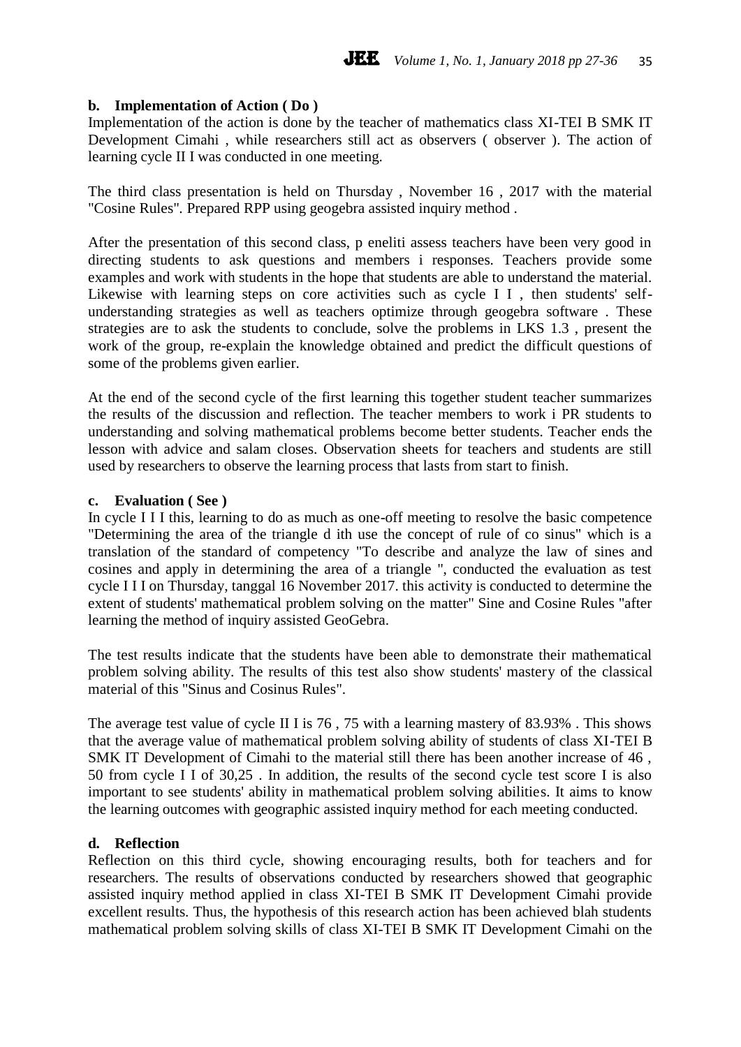**b. Implementation of Action ( Do )**

Implementation of the action is done by the teacher of mathematics class XI-TEI B SMK IT Development Cimahi , while researchers still act as observers ( observer ). The action of learning cycle II I was conducted in one meeting.

The third class presentation is held on Thursday , November 16 , 2017 with the material "Cosine Rules". Prepared RPP using geogebra assisted inquiry method .

After the presentation of this second class, p eneliti assess teachers have been very good in directing students to ask questions and members i responses. Teachers provide some examples and work with students in the hope that students are able to understand the material. Likewise with learning steps on core activities such as cycle I I , then students' self-understanding strategies as well as teachers optimize through geogebra software . These strategies are to ask the students to conclude, solve the problems in LKS 1.3 , present the work of the group, re-explain the knowledge obtained and predict the difficult questions of some of the problems given earlier.

At the end of the second cycle of the first learning this together student teacher summarizes the results of the discussion and reflection. The teacher members to work i PR students to understanding and solving mathematical problems become better students. Teacher ends the lesson with advice and salam closes. Observation sheets for teachers and students are still used by researchers to observe the learning process that lasts from start to finish.

**c. Evaluation ( See )**

In cycle I I I this, learning to do as much as one-off meeting to resolve the basic competence "Determining the area of the triangle d ith use the concept of rule of co sinus" which is a translation of the standard of competency "To describe and analyze the law of sines and cosines and apply in determining the area of a triangle ", conducted the evaluation as test cycle I I I on Thursday, tanggal 16 November 2017. this activity is conducted to determine the extent of students' mathematical problem solving on the matter" Sine and Cosine Rules "after learning the method of inquiry assisted GeoGebra.

The test results indicate that the students have been able to demonstrate their mathematical problem solving ability. The results of this test also show students' mastery of the classical material of this "Sinus and Cosinus Rules".

The average test value of cycle II I is 76 , 75 with a learning mastery of 83.93% . This shows that the average value of mathematical problem solving ability of students of class XI-TEI B SMK IT Development of Cimahi to the material still there has been another increase of 46 , 50 from cycle I I of 30,25 . In addition, the results of the second cycle test score I is also important to see students' ability in mathematical problem solving abilities. It aims to know the learning outcomes with geographic assisted inquiry method for each meeting conducted.

**d. Reflection**

Reflection on this third cycle, showing encouraging results, both for teachers and for researchers. The results of observations conducted by researchers showed that geographic assisted inquiry method applied in class XI-TEI B SMK IT Development Cimahi provide excellent results. Thus, the hypothesis of this research action has been achieved blah students mathematical problem solving skills of class XI-TEI B SMK IT Development Cimahi on the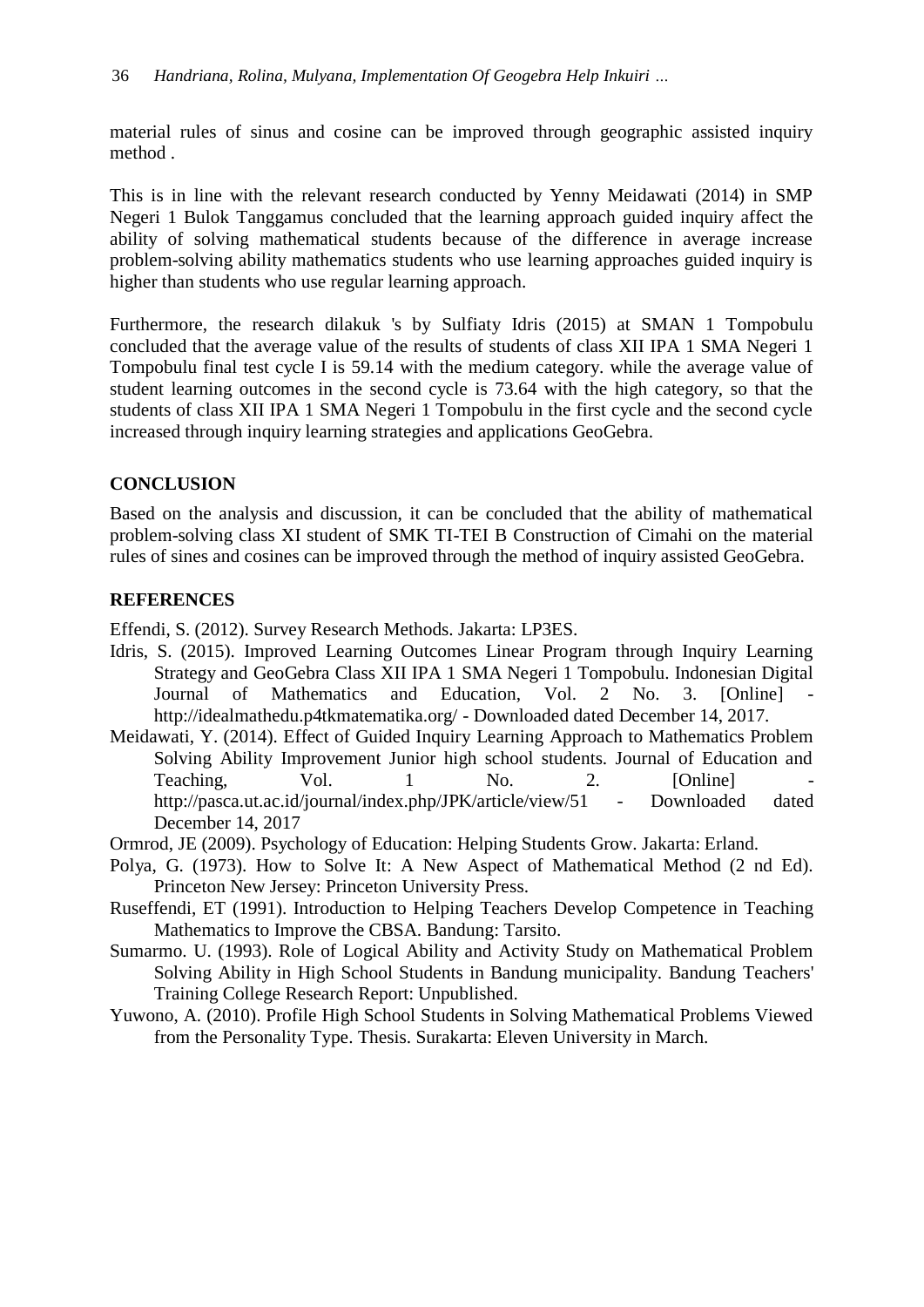material rules of sinus and cosine can be improved through geographic assisted inquiry method .

This is in line with the relevant research conducted by Yenny Meidawati (2014) in SMP Negeri 1 Bulok Tanggamus concluded that the learning approach guided inquiry affect the ability of solving mathematical students because of the difference in average increase problem-solving ability mathematics students who use learning approaches guided inquiry is higher than students who use regular learning approach.

Furthermore, the research dilakuk 's by Sulfiaty Idris (2015) at SMAN 1 Tompobulu concluded that the average value of the results of students of class XII IPA 1 SMA Negeri 1 Tompobulu final test cycle I is 59.14 with the medium category. while the average value of student learning outcomes in the second cycle is 73.64 with the high category, so that the students of class XII IPA 1 SMA Negeri 1 Tompobulu in the first cycle and the second cycle increased through inquiry learning strategies and applications GeoGebra.

## CONCLUSION

Based on the analysis and discussion, it can be concluded that the ability of mathematical problem-solving class XI student of SMK TI-TEI B Construction of Cimahi on the material rules of sines and cosines can be improved through the method of inquiry assisted GeoGebra.

## REFERENCES

Effendi, S. (2012). Survey Research Methods. Jakarta: LP3ES.

Idris, S. (2015). Improved Learning Outcomes Linear Program through Inquiry Learning Strategy and GeoGebra Class XII IPA 1 SMA Negeri 1 Tompobulu. Indonesian Digital Journal of Mathematics and Education, Vol. 2 No. 3. [Online] - http://idealmathedu.p4tkmatematika.org/ - Downloaded dated December 14, 2017.

Meidawati, Y. (2014). Effect of Guided Inquiry Learning Approach to Mathematics Problem Solving Ability Improvement Junior high school students. Journal of Education and Teaching, Vol. 1 No. 2. [Online] - http://pasca.ut.ac.id/journal/index.php/JPK/article/view/51 - Downloaded dated December 14, 2017

Ormrod, JE (2009). Psychology of Education: Helping Students Grow. Jakarta: Erland.

Polya, G. (1973). How to Solve It: A New Aspect of Mathematical Method (2 nd Ed). Princeton New Jersey: Princeton University Press.

Ruseffendi, ET (1991). Introduction to Helping Teachers Develop Competence in Teaching Mathematics to Improve the CBSA. Bandung: Tarsito.

Sumarmo. U. (1993). Role of Logical Ability and Activity Study on Mathematical Problem Solving Ability in High School Students in Bandung municipality. Bandung Teachers' Training College Research Report: Unpublished.

Yuwono, A. (2010). Profile High School Students in Solving Mathematical Problems Viewed from the Personality Type. Thesis. Surakarta: Eleven University in March.